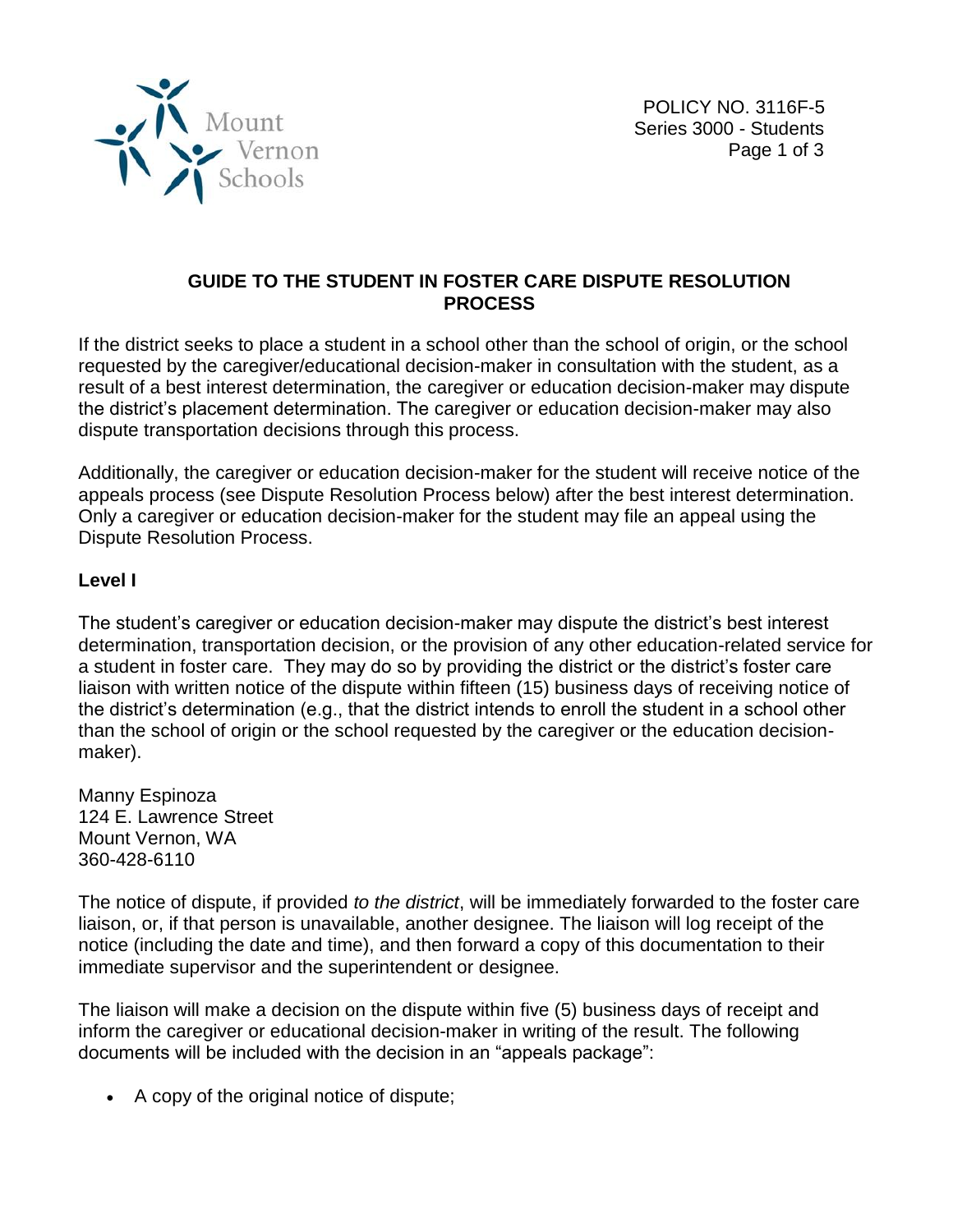POLICY NO. 3116F-5
Series 3000 - Students

## GUIDE TO THE STUDENT IN FOSTER CARE DISPUTE RESOLUTION PROCESS

If the district seeks to place a student in a school other than the school of origin, or the school requested by the caregiver/educational decision-maker in consultation with the student, as a result of a best interest determination, the caregiver or education decision-maker may dispute the district's placement determination. The caregiver or education decision-maker may also dispute transportation decisions through this process.

Additionally, the caregiver or education decision-maker for the student will receive notice of the appeals process (see Dispute Resolution Process below) after the best interest determination. Only a caregiver or education decision-maker for the student may file an appeal using the Dispute Resolution Process.

### Level I

The student's caregiver or education decision-maker may dispute the district's best interest determination, transportation decision, or the provision of any other education-related service for a student in foster care. They may do so by providing the district or the district's foster care liaison with written notice of the dispute within fifteen (15) business days of receiving notice of the district's determination (e.g., that the district intends to enroll the student in a school other than the school of origin or the school requested by the caregiver or the education decision-maker).

Manny Espinoza
124 E. Lawrence Street
Mount Vernon, WA
360-428-6110

The notice of dispute, if provided *to the district*, will be immediately forwarded to the foster care liaison, or, if that person is unavailable, another designee. The liaison will log receipt of the notice (including the date and time), and then forward a copy of this documentation to their immediate supervisor and the superintendent or designee.

The liaison will make a decision on the dispute within five (5) business days of receipt and inform the caregiver or educational decision-maker in writing of the result. The following documents will be included with the decision in an "appeals package":

- A copy of the original notice of dispute;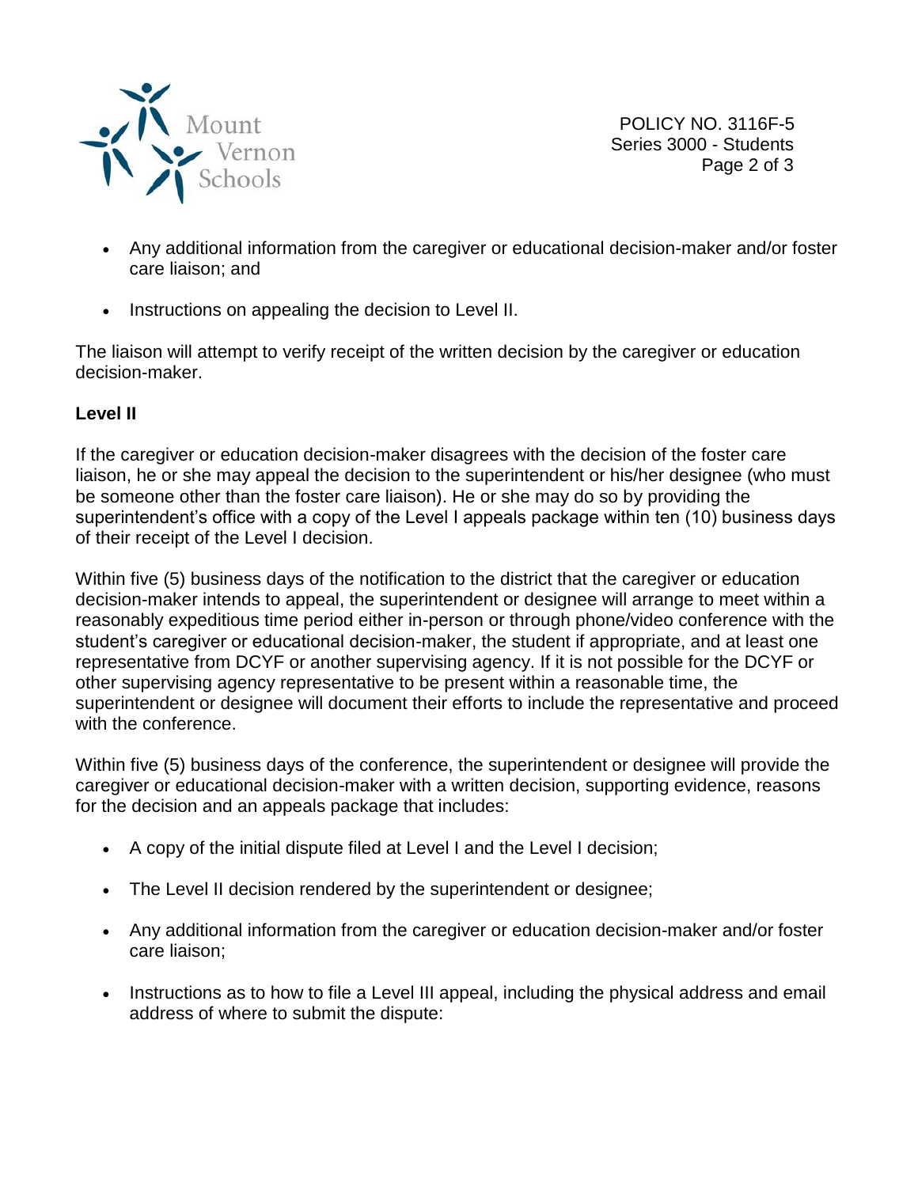- Any additional information from the caregiver or educational decision-maker and/or foster care liaison; and
- Instructions on appealing the decision to Level II.

The liaison will attempt to verify receipt of the written decision by the caregiver or education decision-maker.

**Level II**

If the caregiver or education decision-maker disagrees with the decision of the foster care liaison, he or she may appeal the decision to the superintendent or his/her designee (who must be someone other than the foster care liaison). He or she may do so by providing the superintendent's office with a copy of the Level I appeals package within ten (10) business days of their receipt of the Level I decision.

Within five (5) business days of the notification to the district that the caregiver or education decision-maker intends to appeal, the superintendent or designee will arrange to meet within a reasonably expeditious time period either in-person or through phone/video conference with the student's caregiver or educational decision-maker, the student if appropriate, and at least one representative from DCYF or another supervising agency. If it is not possible for the DCYF or other supervising agency representative to be present within a reasonable time, the superintendent or designee will document their efforts to include the representative and proceed with the conference.

Within five (5) business days of the conference, the superintendent or designee will provide the caregiver or educational decision-maker with a written decision, supporting evidence, reasons for the decision and an appeals package that includes:

- A copy of the initial dispute filed at Level I and the Level I decision;
- The Level II decision rendered by the superintendent or designee;
- Any additional information from the caregiver or education decision-maker and/or foster care liaison;
- Instructions as to how to file a Level III appeal, including the physical address and email address of where to submit the dispute: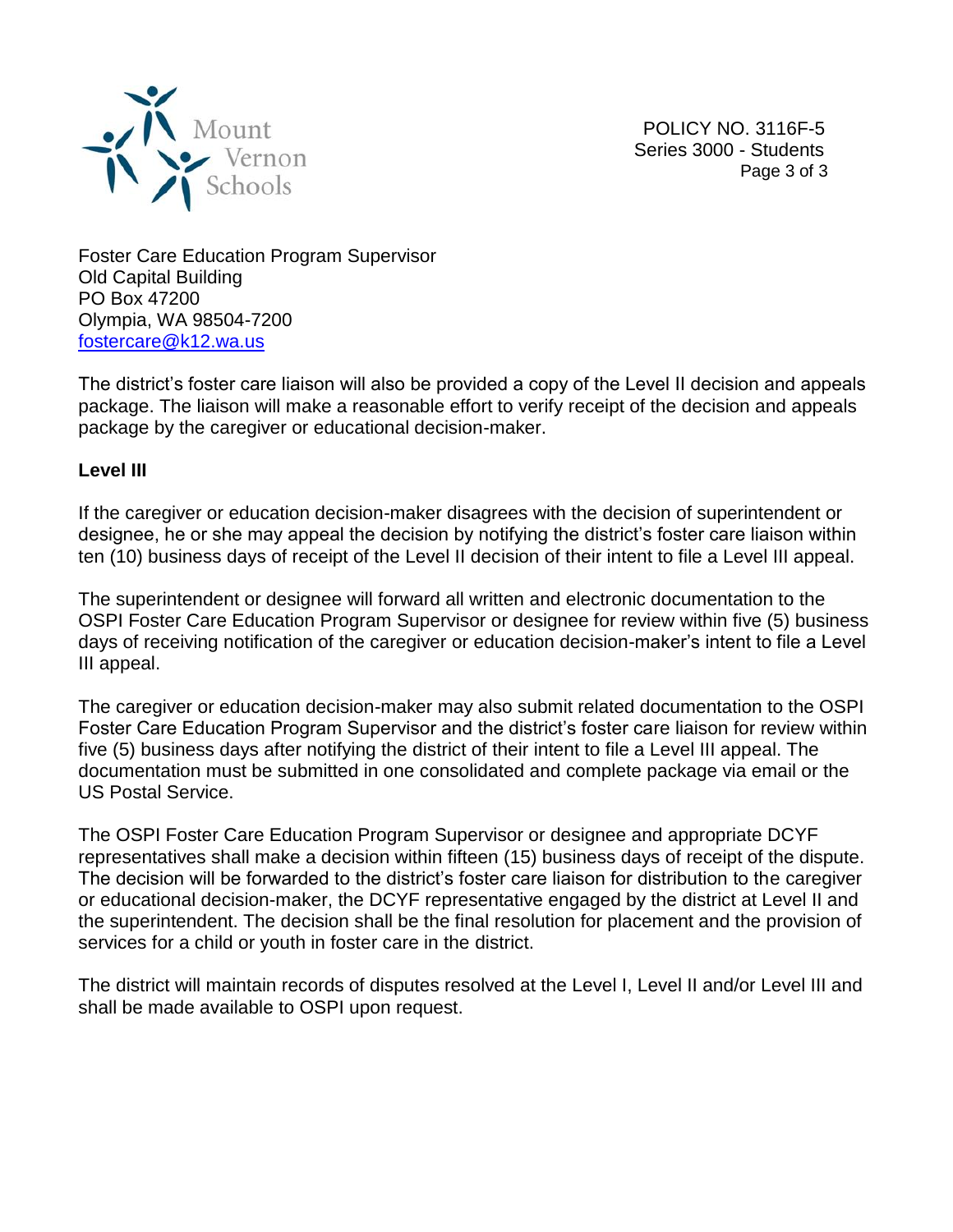Foster Care Education Program Supervisor
Old Capital Building
PO Box 47200
Olympia, WA 98504-7200
fostercare@k12.wa.us

The district's foster care liaison will also be provided a copy of the Level II decision and appeals package. The liaison will make a reasonable effort to verify receipt of the decision and appeals package by the caregiver or educational decision-maker.

**Level III**

If the caregiver or education decision-maker disagrees with the decision of superintendent or designee, he or she may appeal the decision by notifying the district's foster care liaison within ten (10) business days of receipt of the Level II decision of their intent to file a Level III appeal.

The superintendent or designee will forward all written and electronic documentation to the OSPI Foster Care Education Program Supervisor or designee for review within five (5) business days of receiving notification of the caregiver or education decision-maker's intent to file a Level III appeal.

The caregiver or education decision-maker may also submit related documentation to the OSPI Foster Care Education Program Supervisor and the district's foster care liaison for review within five (5) business days after notifying the district of their intent to file a Level III appeal. The documentation must be submitted in one consolidated and complete package via email or the US Postal Service.

The OSPI Foster Care Education Program Supervisor or designee and appropriate DCYF representatives shall make a decision within fifteen (15) business days of receipt of the dispute. The decision will be forwarded to the district's foster care liaison for distribution to the caregiver or educational decision-maker, the DCYF representative engaged by the district at Level II and the superintendent. The decision shall be the final resolution for placement and the provision of services for a child or youth in foster care in the district.

The district will maintain records of disputes resolved at the Level I, Level II and/or Level III and shall be made available to OSPI upon request.